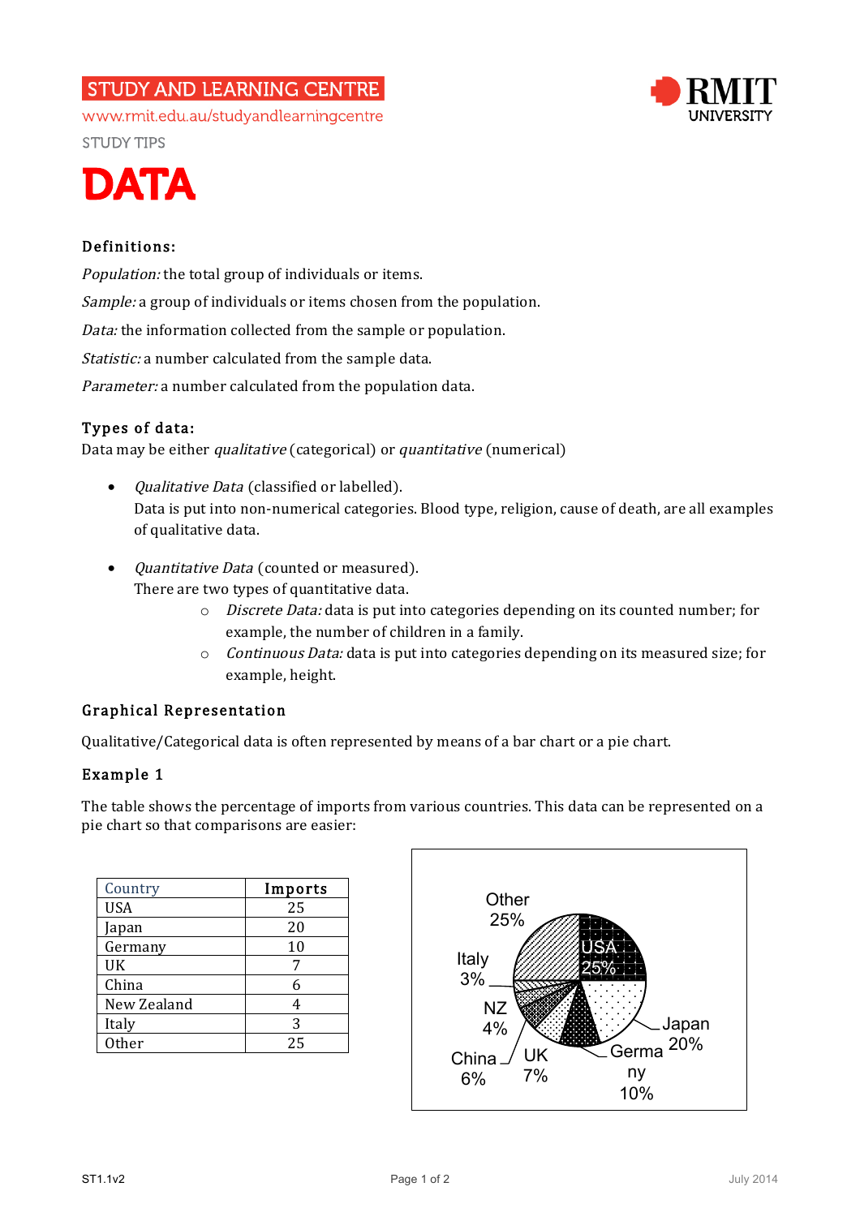STUDY AND LEARNING CENTRE

www.rmit.edu.au/studyandlearningcentre

STUDY TIPS

# DATA

### Definitions:

*Population:* the total group of individuals or items.

*Sample:* a group of individuals or items chosen from the population.

*Data:* the information collected from the sample or population.

*Statistic:* a number calculated from the sample data.

*Parameter:* a number calculated from the population data.

### Types of data:

Data may be either *qualitative* (categorical) or *quantitative* (numerical)

- *Qualitative Data* (classified or labelled).
  Data is put into non-numerical categories. Blood type, religion, cause of death, are all examples of qualitative data.

- *Quantitative Data* (counted or measured).
  There are two types of quantitative data.
    - *Discrete Data:* data is put into categories depending on its counted number; for example, the number of children in a family.
    - *Continuous Data:* data is put into categories depending on its measured size; for example, height.

### Graphical Representation

Qualitative/Categorical data is often represented by means of a bar chart or a pie chart.

### Example 1

The table shows the percentage of imports from various countries. This data can be represented on a pie chart so that comparisons are easier:

| Country | Imports |
|---|---|
| USA | 25 |
| Japan | 20 |
| Germany | 10 |
| UK | 7 |
| China | 6 |
| New Zealand | 4 |
| Italy | 3 |
| Other | 25 |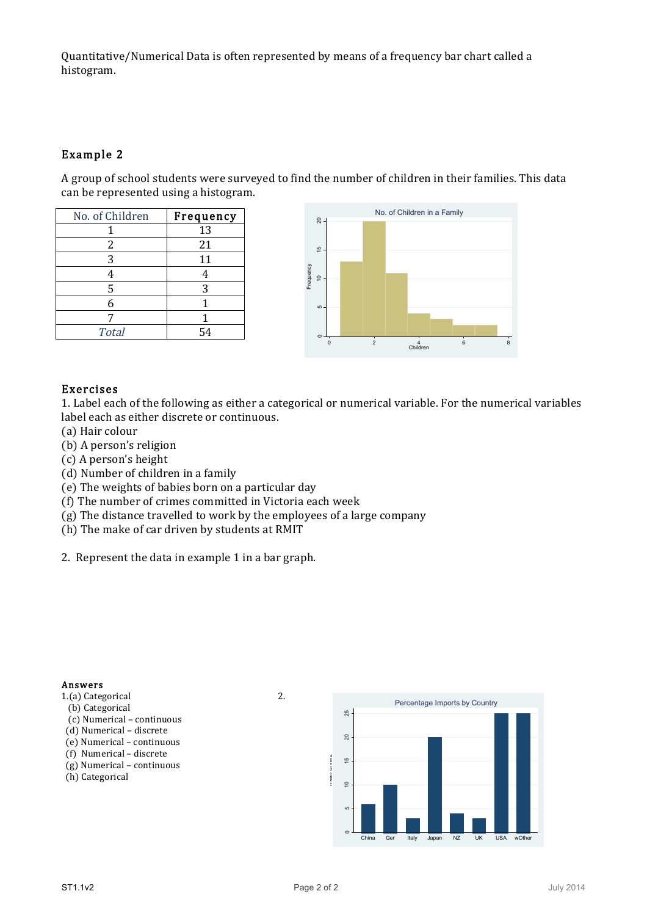Quantitative/Numerical Data is often represented by means of a frequency bar chart called a histogram.

### Example 2

A group of school students were surveyed to find the number of children in their families. This data can be represented using a histogram.

| No. of Children | Frequency |
|---|---|
| 1 | 13 |
| 2 | 21 |
| 3 | 11 |
| 4 | 4 |
| 5 | 3 |
| 6 | 1 |
| 7 | 1 |
| *Total* | 54 |

No. of Children in a Family

Frequency

0
5
10
15
20

0
2
4
6
8

Children

### Exercises

1. Label each of the following as either a categorical or numerical variable. For the numerical variables label each as either discrete or continuous.

(a) Hair colour
(b) A person's religion
(c) A person's height
(d) Number of children in a family
(e) The weights of babies born on a particular day
(f) The number of crimes committed in Victoria each week
(g) The distance travelled to work by the employees of a large company
(h) The make of car driven by students at RMIT

2. Represent the data in example 1 in a bar graph.

### Answers

1.(a) Categorical
(b) Categorical
(c) Numerical – continuous
(d) Numerical – discrete
(e) Numerical – continuous
(f) Numerical – discrete
(g) Numerical – continuous
(h) Categorical

2.

Percentage Imports by Country

0
5
10
15
20
25

China
Ger
Italy
Japan
NZ
UK
USA
wOther